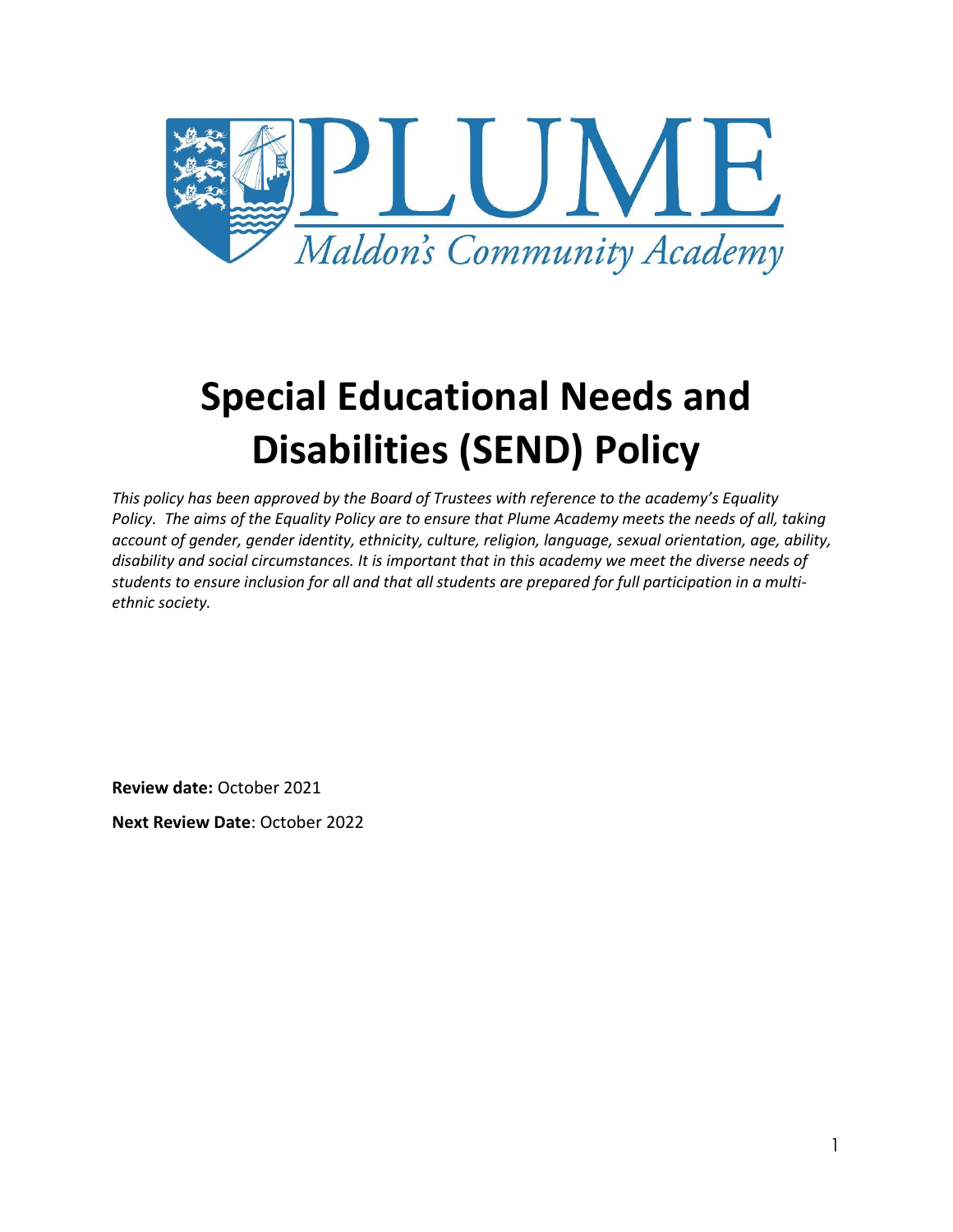PLUME

*Maldon's Community Academy*

# Special Educational Needs and Disabilities (SEND) Policy

*This policy has been approved by the Board of Trustees with reference to the academy's Equality Policy. The aims of the Equality Policy are to ensure that Plume Academy meets the needs of all, taking account of gender, gender identity, ethnicity, culture, religion, language, sexual orientation, age, ability, disability and social circumstances. It is important that in this academy we meet the diverse needs of students to ensure inclusion for all and that all students are prepared for full participation in a multi-ethnic society.*

**Review date:** October 2021

**Next Review Date**: October 2022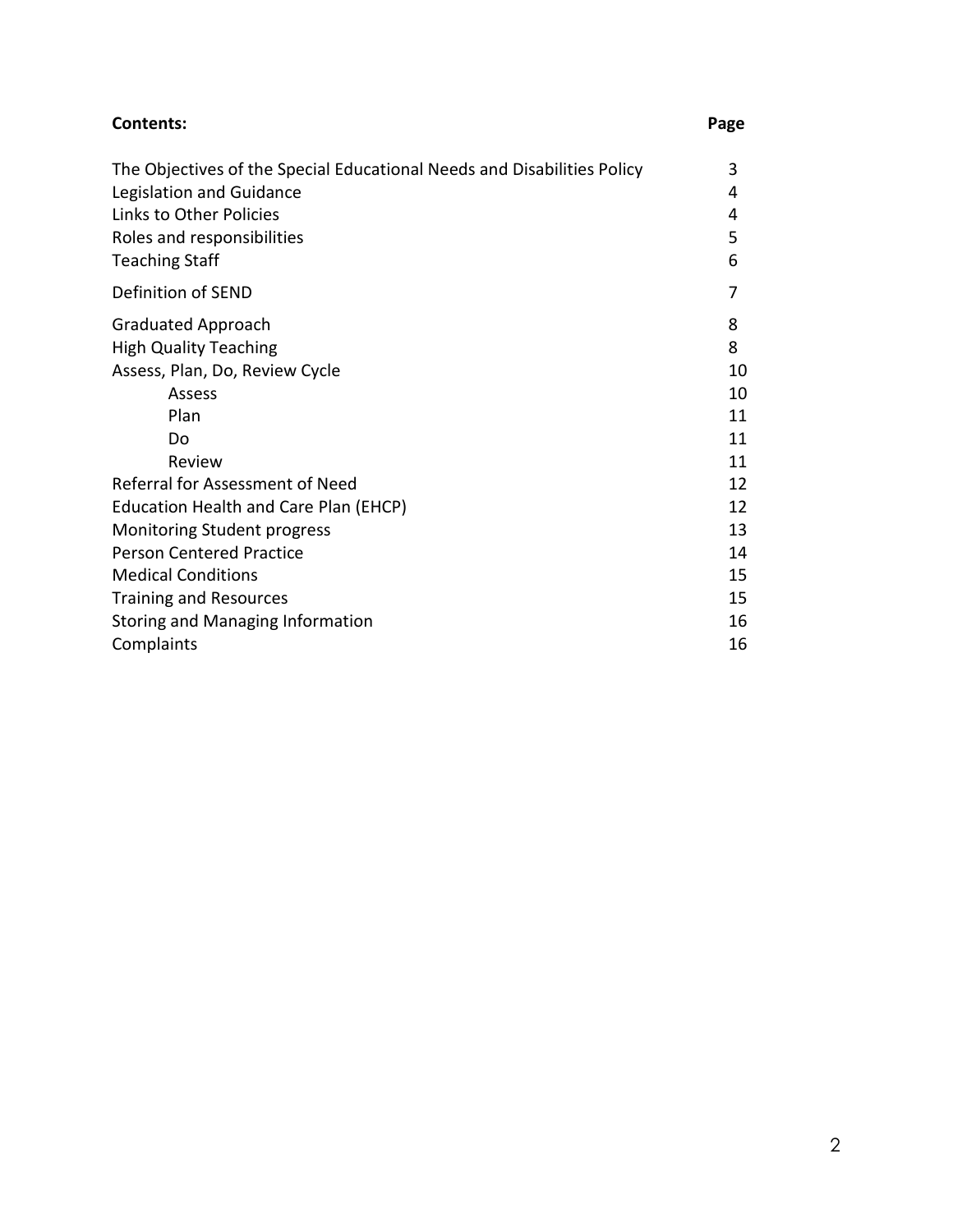| **Contents:** | **Page** |
| --- | --- |
| The Objectives of the Special Educational Needs and Disabilities Policy | 3 |
| Legislation and Guidance | 4 |
| Links to Other Policies | 4 |
| Roles and responsibilities | 5 |
| Teaching Staff | 6 |
| Definition of SEND | 7 |
| Graduated Approach | 8 |
| High Quality Teaching | 8 |
| Assess, Plan, Do, Review Cycle | 10 |
| &nbsp;&nbsp;&nbsp;&nbsp;Assess | 10 |
| &nbsp;&nbsp;&nbsp;&nbsp;Plan | 11 |
| &nbsp;&nbsp;&nbsp;&nbsp;Do | 11 |
| &nbsp;&nbsp;&nbsp;&nbsp;Review | 11 |
| Referral for Assessment of Need | 12 |
| Education Health and Care Plan (EHCP) | 12 |
| Monitoring Student progress | 13 |
| Person Centered Practice | 14 |
| Medical Conditions | 15 |
| Training and Resources | 15 |
| Storing and Managing Information | 16 |
| Complaints | 16 |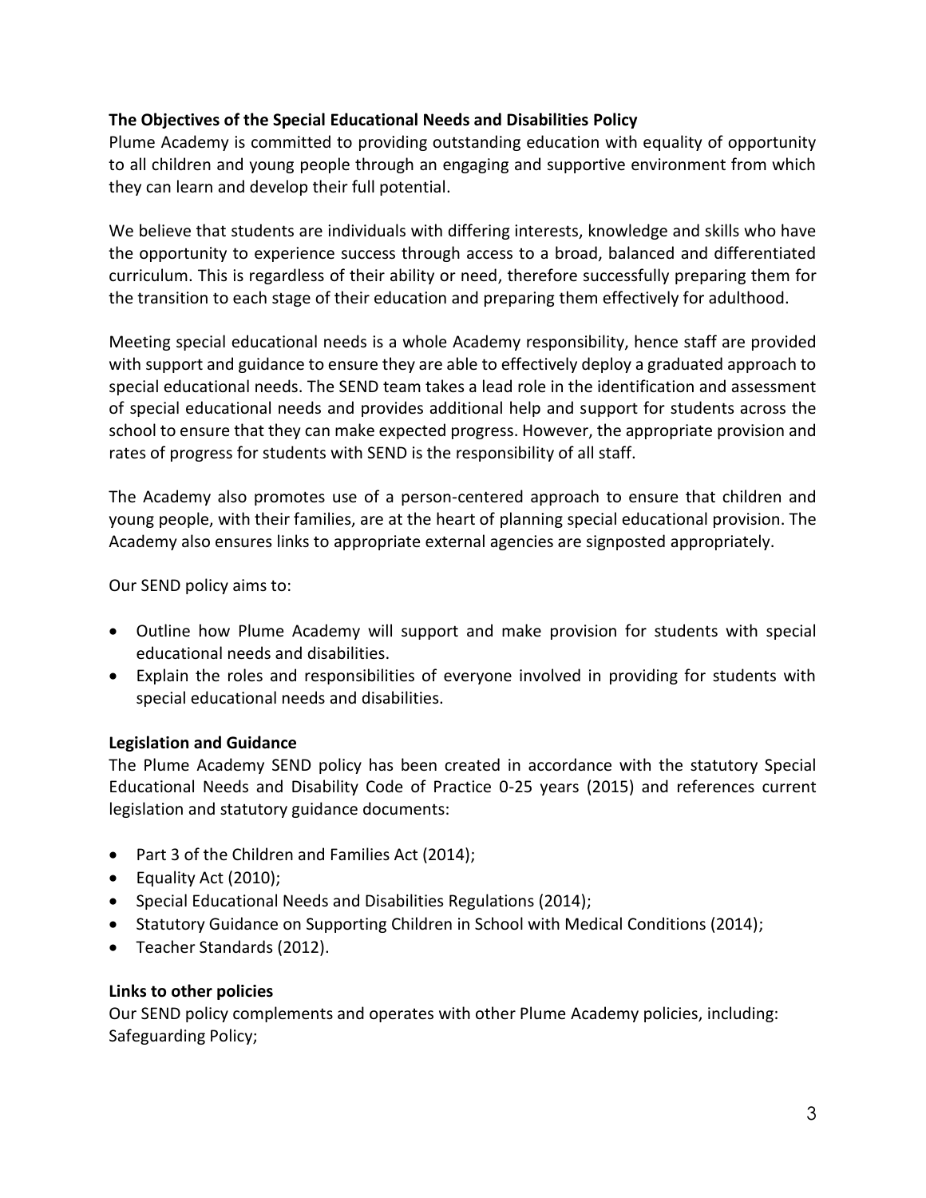**The Objectives of the Special Educational Needs and Disabilities Policy**

Plume Academy is committed to providing outstanding education with equality of opportunity to all children and young people through an engaging and supportive environment from which they can learn and develop their full potential.

We believe that students are individuals with differing interests, knowledge and skills who have the opportunity to experience success through access to a broad, balanced and differentiated curriculum. This is regardless of their ability or need, therefore successfully preparing them for the transition to each stage of their education and preparing them effectively for adulthood.

Meeting special educational needs is a whole Academy responsibility, hence staff are provided with support and guidance to ensure they are able to effectively deploy a graduated approach to special educational needs. The SEND team takes a lead role in the identification and assessment of special educational needs and provides additional help and support for students across the school to ensure that they can make expected progress. However, the appropriate provision and rates of progress for students with SEND is the responsibility of all staff.

The Academy also promotes use of a person-centered approach to ensure that children and young people, with their families, are at the heart of planning special educational provision. The Academy also ensures links to appropriate external agencies are signposted appropriately.

Our SEND policy aims to:

- Outline how Plume Academy will support and make provision for students with special educational needs and disabilities.
- Explain the roles and responsibilities of everyone involved in providing for students with special educational needs and disabilities.

**Legislation and Guidance**

The Plume Academy SEND policy has been created in accordance with the statutory Special Educational Needs and Disability Code of Practice 0-25 years (2015) and references current legislation and statutory guidance documents:

- Part 3 of the Children and Families Act (2014);
- Equality Act (2010);
- Special Educational Needs and Disabilities Regulations (2014);
- Statutory Guidance on Supporting Children in School with Medical Conditions (2014);
- Teacher Standards (2012).

**Links to other policies**

Our SEND policy complements and operates with other Plume Academy policies, including:
Safeguarding Policy;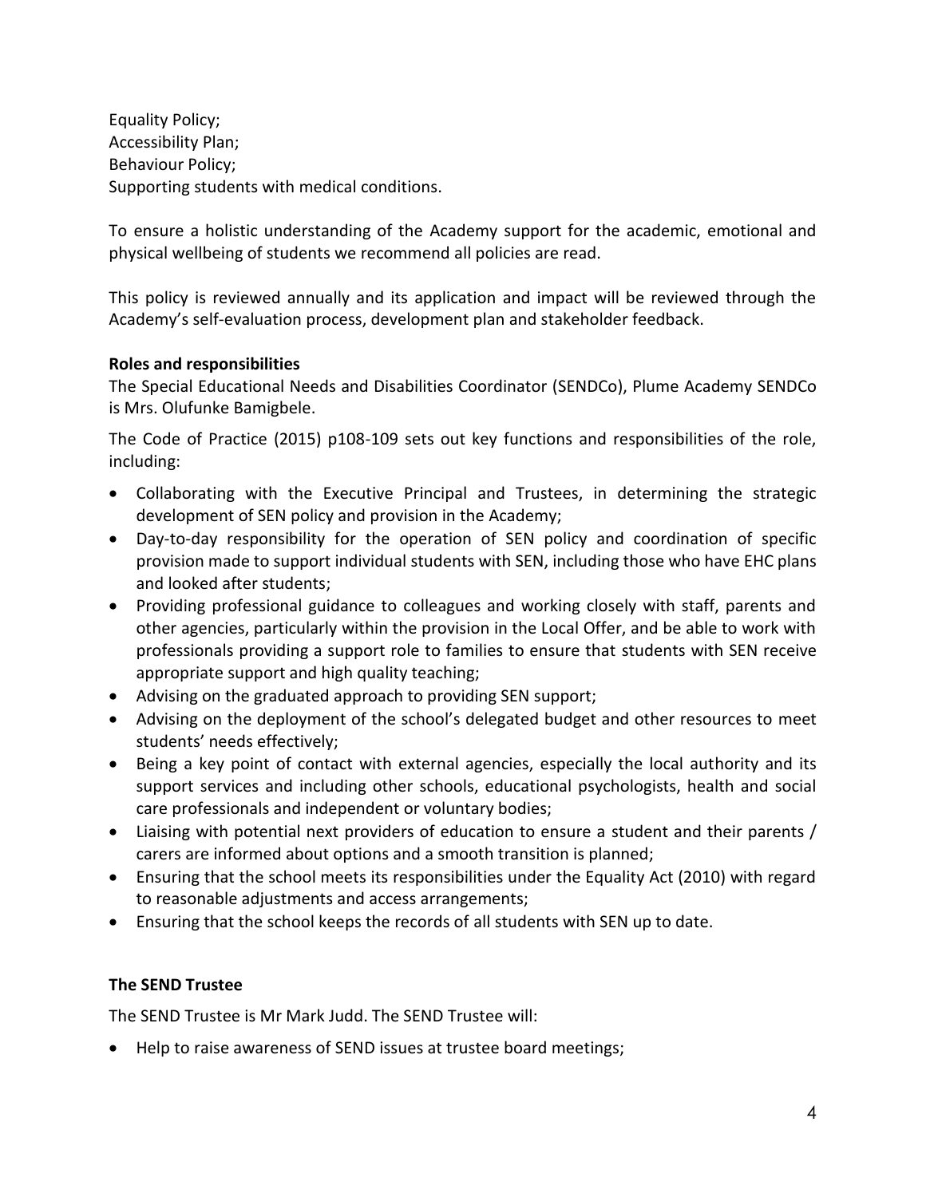Equality Policy;
Accessibility Plan;
Behaviour Policy;
Supporting students with medical conditions.

To ensure a holistic understanding of the Academy support for the academic, emotional and physical wellbeing of students we recommend all policies are read.

This policy is reviewed annually and its application and impact will be reviewed through the Academy's self-evaluation process, development plan and stakeholder feedback.

**Roles and responsibilities**

The Special Educational Needs and Disabilities Coordinator (SENDCo), Plume Academy SENDCo is Mrs. Olufunke Bamigbele.

The Code of Practice (2015) p108-109 sets out key functions and responsibilities of the role, including:

- Collaborating with the Executive Principal and Trustees, in determining the strategic development of SEN policy and provision in the Academy;
- Day-to-day responsibility for the operation of SEN policy and coordination of specific provision made to support individual students with SEN, including those who have EHC plans and looked after students;
- Providing professional guidance to colleagues and working closely with staff, parents and other agencies, particularly within the provision in the Local Offer, and be able to work with professionals providing a support role to families to ensure that students with SEN receive appropriate support and high quality teaching;
- Advising on the graduated approach to providing SEN support;
- Advising on the deployment of the school's delegated budget and other resources to meet students' needs effectively;
- Being a key point of contact with external agencies, especially the local authority and its support services and including other schools, educational psychologists, health and social care professionals and independent or voluntary bodies;
- Liaising with potential next providers of education to ensure a student and their parents / carers are informed about options and a smooth transition is planned;
- Ensuring that the school meets its responsibilities under the Equality Act (2010) with regard to reasonable adjustments and access arrangements;
- Ensuring that the school keeps the records of all students with SEN up to date.

**The SEND Trustee**

The SEND Trustee is Mr Mark Judd. The SEND Trustee will:

- Help to raise awareness of SEND issues at trustee board meetings;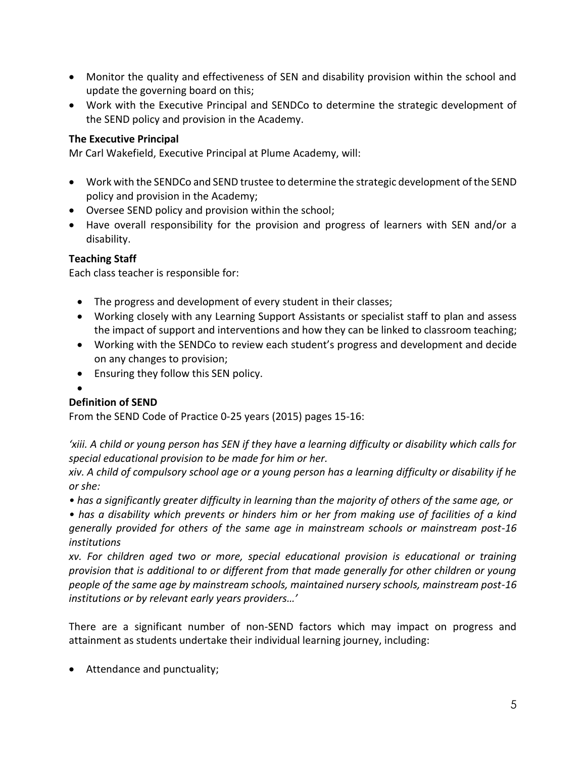- Monitor the quality and effectiveness of SEN and disability provision within the school and update the governing board on this;
- Work with the Executive Principal and SENDCo to determine the strategic development of the SEND policy and provision in the Academy.

**The Executive Principal**

Mr Carl Wakefield, Executive Principal at Plume Academy, will:

- Work with the SENDCo and SEND trustee to determine the strategic development of the SEND policy and provision in the Academy;
- Oversee SEND policy and provision within the school;
- Have overall responsibility for the provision and progress of learners with SEN and/or a disability.

**Teaching Staff**

Each class teacher is responsible for:

- The progress and development of every student in their classes;
- Working closely with any Learning Support Assistants or specialist staff to plan and assess the impact of support and interventions and how they can be linked to classroom teaching;
- Working with the SENDCo to review each student's progress and development and decide on any changes to provision;
- Ensuring they follow this SEN policy.

**Definition of SEND**

From the SEND Code of Practice 0-25 years (2015) pages 15-16:

*'xiii. A child or young person has SEN if they have a learning difficulty or disability which calls for special educational provision to be made for him or her.*

*xiv. A child of compulsory school age or a young person has a learning difficulty or disability if he or she:*

*• has a significantly greater difficulty in learning than the majority of others of the same age, or*

*• has a disability which prevents or hinders him or her from making use of facilities of a kind generally provided for others of the same age in mainstream schools or mainstream post-16 institutions*

*xv. For children aged two or more, special educational provision is educational or training provision that is additional to or different from that made generally for other children or young people of the same age by mainstream schools, maintained nursery schools, mainstream post-16 institutions or by relevant early years providers…'*

There are a significant number of non-SEND factors which may impact on progress and attainment as students undertake their individual learning journey, including:

- Attendance and punctuality;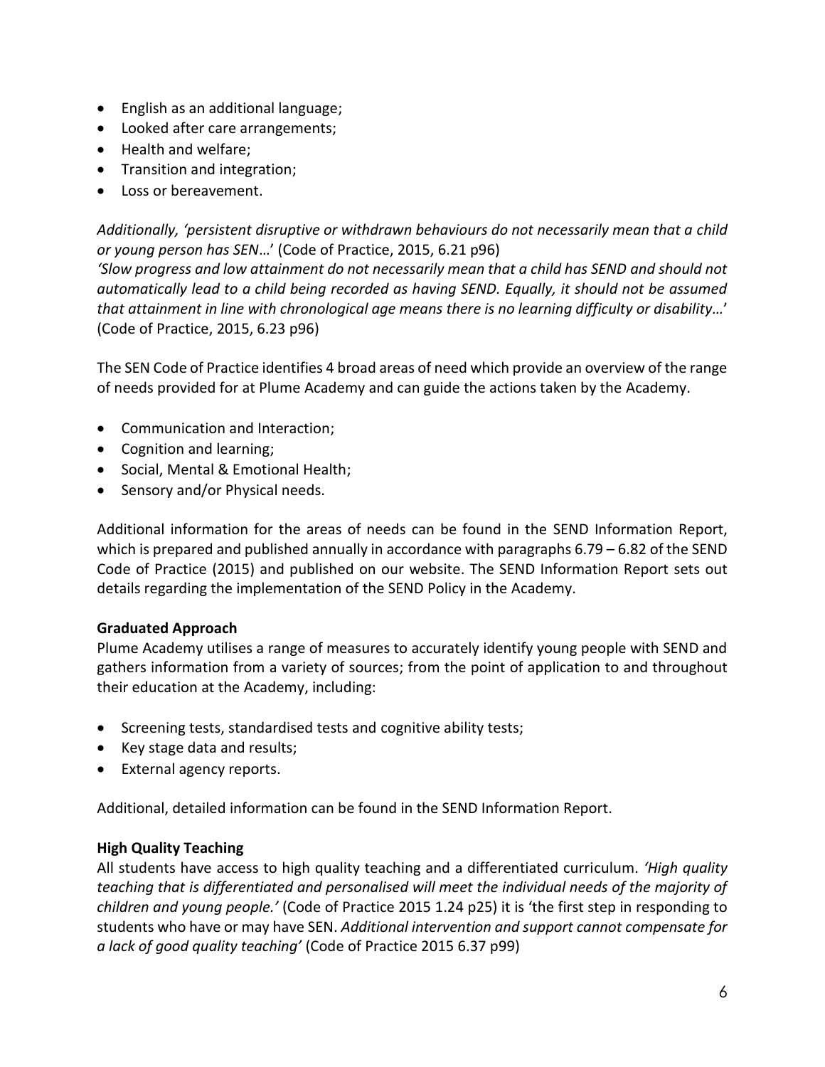- English as an additional language;
- Looked after care arrangements;
- Health and welfare;
- Transition and integration;
- Loss or bereavement.

*Additionally, 'persistent disruptive or withdrawn behaviours do not necessarily mean that a child or young person has SEN…*' (Code of Practice, 2015, 6.21 p96)
*'Slow progress and low attainment do not necessarily mean that a child has SEND and should not automatically lead to a child being recorded as having SEND. Equally, it should not be assumed that attainment in line with chronological age means there is no learning difficulty or disability…*' (Code of Practice, 2015, 6.23 p96)

The SEN Code of Practice identifies 4 broad areas of need which provide an overview of the range of needs provided for at Plume Academy and can guide the actions taken by the Academy.

- Communication and Interaction;
- Cognition and learning;
- Social, Mental & Emotional Health;
- Sensory and/or Physical needs.

Additional information for the areas of needs can be found in the SEND Information Report, which is prepared and published annually in accordance with paragraphs 6.79 – 6.82 of the SEND Code of Practice (2015) and published on our website. The SEND Information Report sets out details regarding the implementation of the SEND Policy in the Academy.

**Graduated Approach**
Plume Academy utilises a range of measures to accurately identify young people with SEND and gathers information from a variety of sources; from the point of application to and throughout their education at the Academy, including:

- Screening tests, standardised tests and cognitive ability tests;
- Key stage data and results;
- External agency reports.

Additional, detailed information can be found in the SEND Information Report.

**High Quality Teaching**
All students have access to high quality teaching and a differentiated curriculum. *'High quality teaching that is differentiated and personalised will meet the individual needs of the majority of children and young people.'* (Code of Practice 2015 1.24 p25) it is 'the first step in responding to students who have or may have SEN. *Additional intervention and support cannot compensate for a lack of good quality teaching'* (Code of Practice 2015 6.37 p99)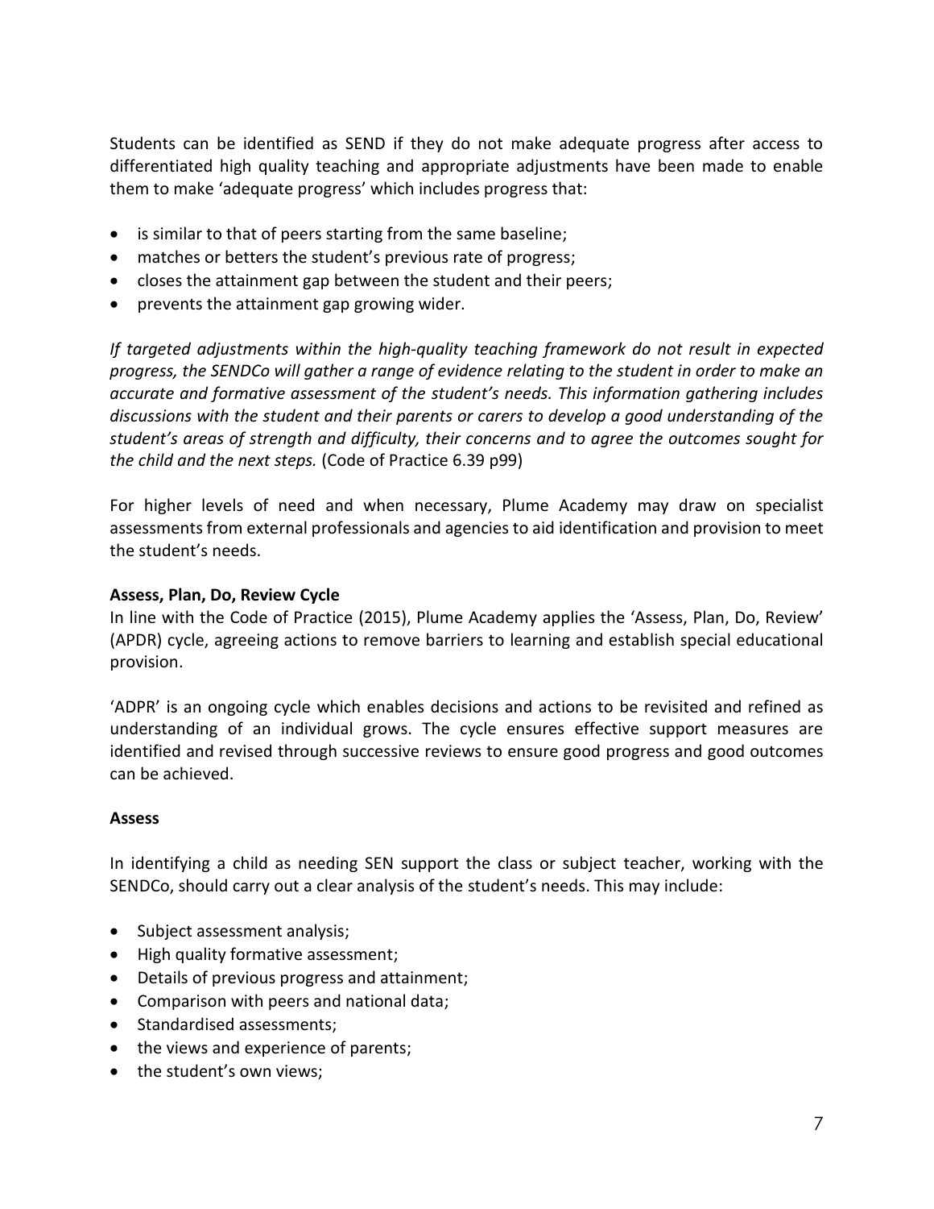Students can be identified as SEND if they do not make adequate progress after access to differentiated high quality teaching and appropriate adjustments have been made to enable them to make 'adequate progress' which includes progress that:

- is similar to that of peers starting from the same baseline;
- matches or betters the student's previous rate of progress;
- closes the attainment gap between the student and their peers;
- prevents the attainment gap growing wider.

*If targeted adjustments within the high-quality teaching framework do not result in expected progress, the SENDCo will gather a range of evidence relating to the student in order to make an accurate and formative assessment of the student's needs. This information gathering includes discussions with the student and their parents or carers to develop a good understanding of the student's areas of strength and difficulty, their concerns and to agree the outcomes sought for the child and the next steps.* (Code of Practice 6.39 p99)

For higher levels of need and when necessary, Plume Academy may draw on specialist assessments from external professionals and agencies to aid identification and provision to meet the student's needs.

**Assess, Plan, Do, Review Cycle**

In line with the Code of Practice (2015), Plume Academy applies the 'Assess, Plan, Do, Review' (APDR) cycle, agreeing actions to remove barriers to learning and establish special educational provision.

'ADPR' is an ongoing cycle which enables decisions and actions to be revisited and refined as understanding of an individual grows. The cycle ensures effective support measures are identified and revised through successive reviews to ensure good progress and good outcomes can be achieved.

**Assess**

In identifying a child as needing SEN support the class or subject teacher, working with the SENDCo, should carry out a clear analysis of the student's needs. This may include:

- Subject assessment analysis;
- High quality formative assessment;
- Details of previous progress and attainment;
- Comparison with peers and national data;
- Standardised assessments;
- the views and experience of parents;
- the student's own views;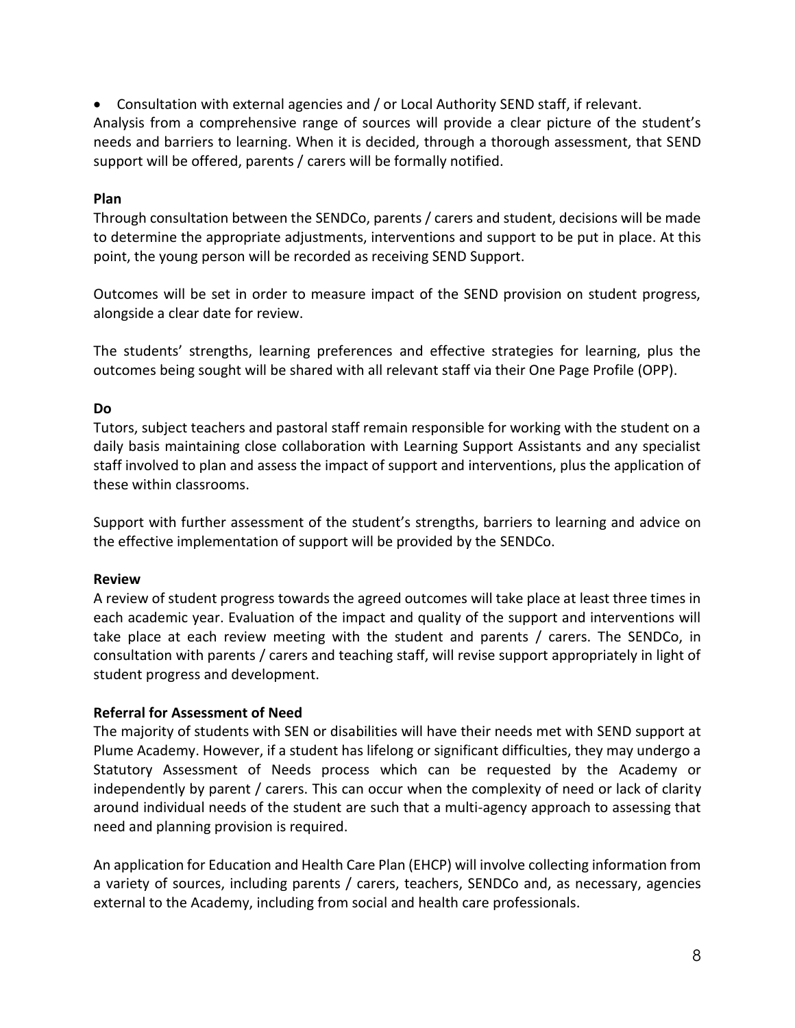- Consultation with external agencies and / or Local Authority SEND staff, if relevant.

Analysis from a comprehensive range of sources will provide a clear picture of the student's needs and barriers to learning. When it is decided, through a thorough assessment, that SEND support will be offered, parents / carers will be formally notified.

**Plan**

Through consultation between the SENDCo, parents / carers and student, decisions will be made to determine the appropriate adjustments, interventions and support to be put in place. At this point, the young person will be recorded as receiving SEND Support.

Outcomes will be set in order to measure impact of the SEND provision on student progress, alongside a clear date for review.

The students' strengths, learning preferences and effective strategies for learning, plus the outcomes being sought will be shared with all relevant staff via their One Page Profile (OPP).

**Do**

Tutors, subject teachers and pastoral staff remain responsible for working with the student on a daily basis maintaining close collaboration with Learning Support Assistants and any specialist staff involved to plan and assess the impact of support and interventions, plus the application of these within classrooms.

Support with further assessment of the student's strengths, barriers to learning and advice on the effective implementation of support will be provided by the SENDCo.

**Review**

A review of student progress towards the agreed outcomes will take place at least three times in each academic year. Evaluation of the impact and quality of the support and interventions will take place at each review meeting with the student and parents / carers. The SENDCo, in consultation with parents / carers and teaching staff, will revise support appropriately in light of student progress and development.

**Referral for Assessment of Need**

The majority of students with SEN or disabilities will have their needs met with SEND support at Plume Academy. However, if a student has lifelong or significant difficulties, they may undergo a Statutory Assessment of Needs process which can be requested by the Academy or independently by parent / carers. This can occur when the complexity of need or lack of clarity around individual needs of the student are such that a multi-agency approach to assessing that need and planning provision is required.

An application for Education and Health Care Plan (EHCP) will involve collecting information from a variety of sources, including parents / carers, teachers, SENDCo and, as necessary, agencies external to the Academy, including from social and health care professionals.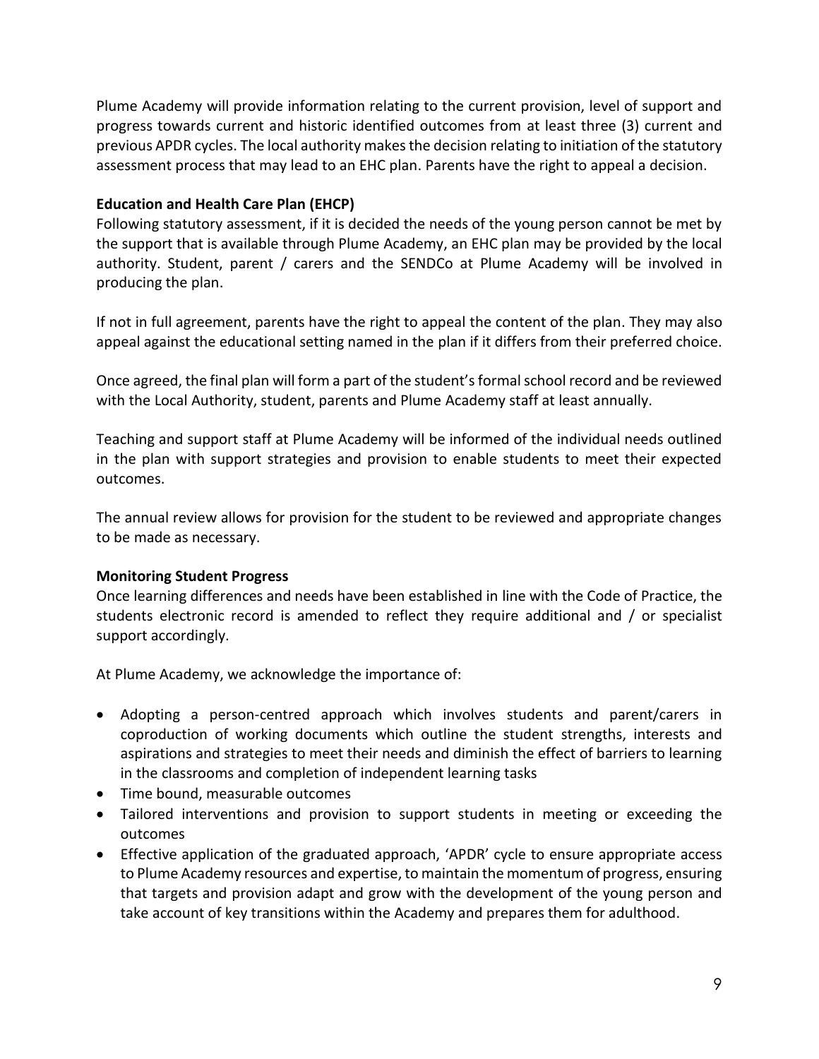Plume Academy will provide information relating to the current provision, level of support and progress towards current and historic identified outcomes from at least three (3) current and previous APDR cycles. The local authority makes the decision relating to initiation of the statutory assessment process that may lead to an EHC plan. Parents have the right to appeal a decision.

**Education and Health Care Plan (EHCP)**

Following statutory assessment, if it is decided the needs of the young person cannot be met by the support that is available through Plume Academy, an EHC plan may be provided by the local authority. Student, parent / carers and the SENDCo at Plume Academy will be involved in producing the plan.

If not in full agreement, parents have the right to appeal the content of the plan. They may also appeal against the educational setting named in the plan if it differs from their preferred choice.

Once agreed, the final plan will form a part of the student's formal school record and be reviewed with the Local Authority, student, parents and Plume Academy staff at least annually.

Teaching and support staff at Plume Academy will be informed of the individual needs outlined in the plan with support strategies and provision to enable students to meet their expected outcomes.

The annual review allows for provision for the student to be reviewed and appropriate changes to be made as necessary.

**Monitoring Student Progress**

Once learning differences and needs have been established in line with the Code of Practice, the students electronic record is amended to reflect they require additional and / or specialist support accordingly.

At Plume Academy, we acknowledge the importance of:

- Adopting a person-centred approach which involves students and parent/carers in coproduction of working documents which outline the student strengths, interests and aspirations and strategies to meet their needs and diminish the effect of barriers to learning in the classrooms and completion of independent learning tasks
- Time bound, measurable outcomes
- Tailored interventions and provision to support students in meeting or exceeding the outcomes
- Effective application of the graduated approach, 'APDR' cycle to ensure appropriate access to Plume Academy resources and expertise, to maintain the momentum of progress, ensuring that targets and provision adapt and grow with the development of the young person and take account of key transitions within the Academy and prepares them for adulthood.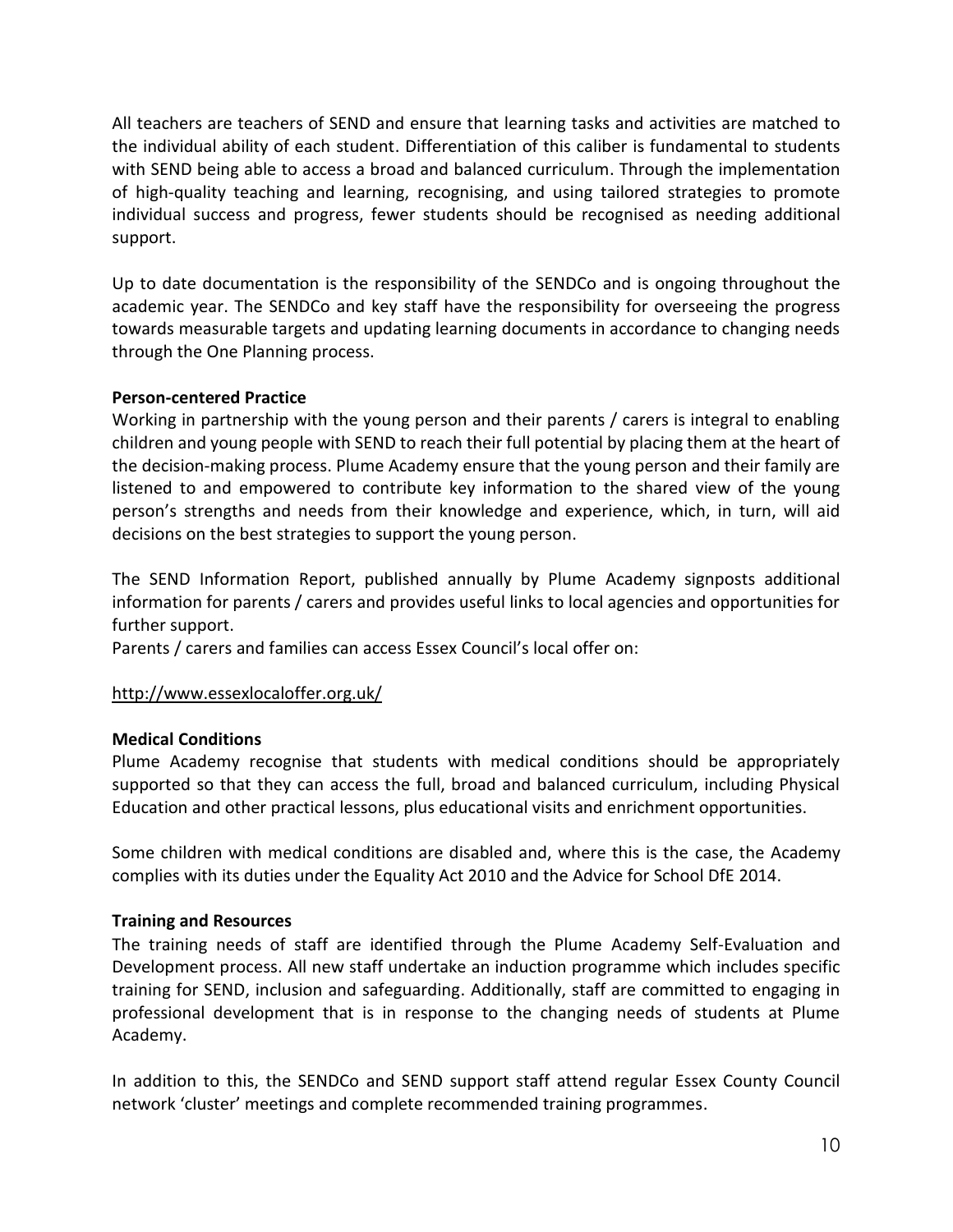All teachers are teachers of SEND and ensure that learning tasks and activities are matched to the individual ability of each student. Differentiation of this caliber is fundamental to students with SEND being able to access a broad and balanced curriculum. Through the implementation of high-quality teaching and learning, recognising, and using tailored strategies to promote individual success and progress, fewer students should be recognised as needing additional support.

Up to date documentation is the responsibility of the SENDCo and is ongoing throughout the academic year. The SENDCo and key staff have the responsibility for overseeing the progress towards measurable targets and updating learning documents in accordance to changing needs through the One Planning process.

**Person-centered Practice**

Working in partnership with the young person and their parents / carers is integral to enabling children and young people with SEND to reach their full potential by placing them at the heart of the decision-making process. Plume Academy ensure that the young person and their family are listened to and empowered to contribute key information to the shared view of the young person's strengths and needs from their knowledge and experience, which, in turn, will aid decisions on the best strategies to support the young person.

The SEND Information Report, published annually by Plume Academy signposts additional information for parents / carers and provides useful links to local agencies and opportunities for further support.

Parents / carers and families can access Essex Council's local offer on:

http://www.essexlocaloffer.org.uk/

**Medical Conditions**

Plume Academy recognise that students with medical conditions should be appropriately supported so that they can access the full, broad and balanced curriculum, including Physical Education and other practical lessons, plus educational visits and enrichment opportunities.

Some children with medical conditions are disabled and, where this is the case, the Academy complies with its duties under the Equality Act 2010 and the Advice for School DfE 2014.

**Training and Resources**

The training needs of staff are identified through the Plume Academy Self-Evaluation and Development process. All new staff undertake an induction programme which includes specific training for SEND, inclusion and safeguarding. Additionally, staff are committed to engaging in professional development that is in response to the changing needs of students at Plume Academy.

In addition to this, the SENDCo and SEND support staff attend regular Essex County Council network 'cluster' meetings and complete recommended training programmes.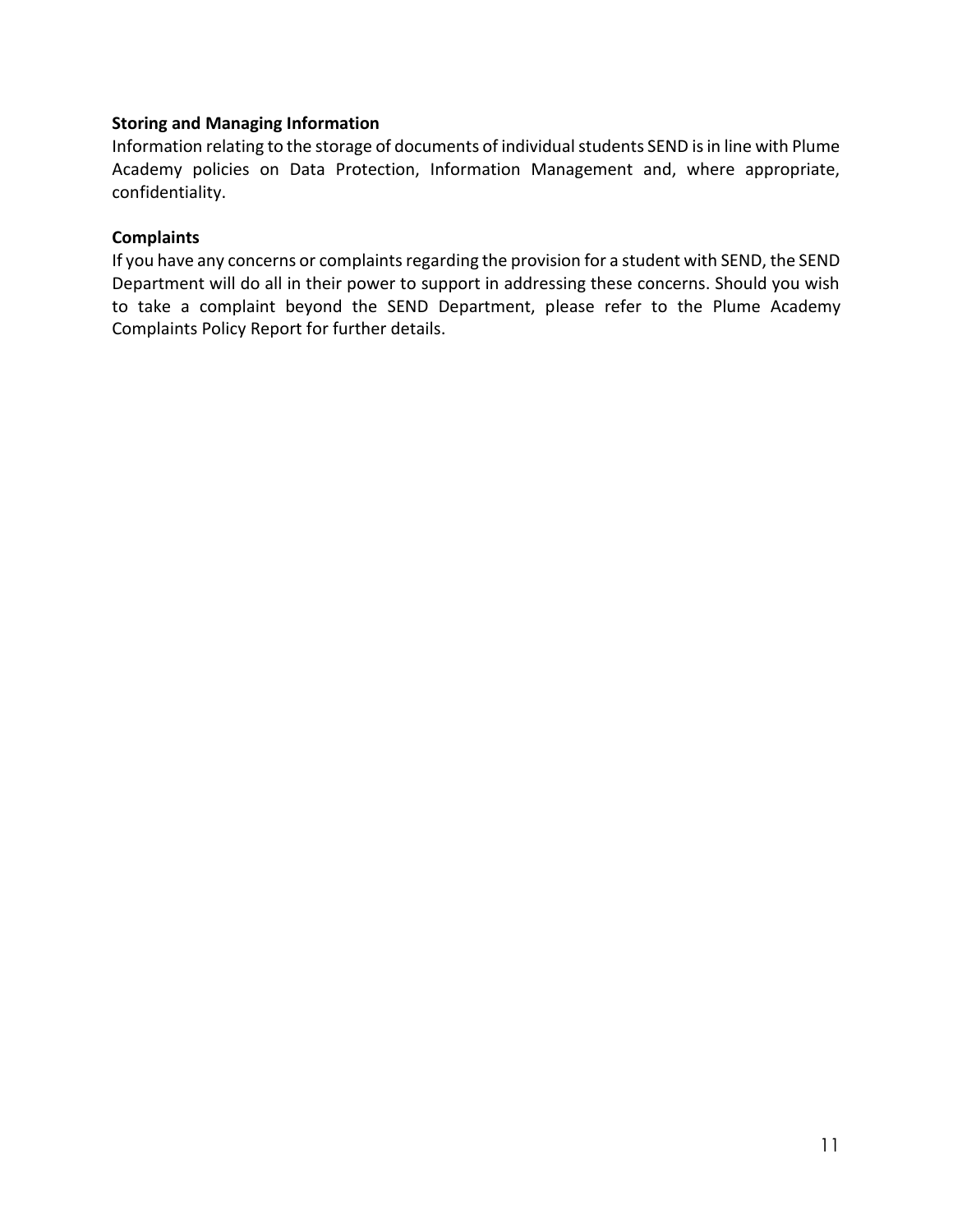**Storing and Managing Information**

Information relating to the storage of documents of individual students SEND is in line with Plume Academy policies on Data Protection, Information Management and, where appropriate, confidentiality.

**Complaints**

If you have any concerns or complaints regarding the provision for a student with SEND, the SEND Department will do all in their power to support in addressing these concerns. Should you wish to take a complaint beyond the SEND Department, please refer to the Plume Academy Complaints Policy Report for further details.